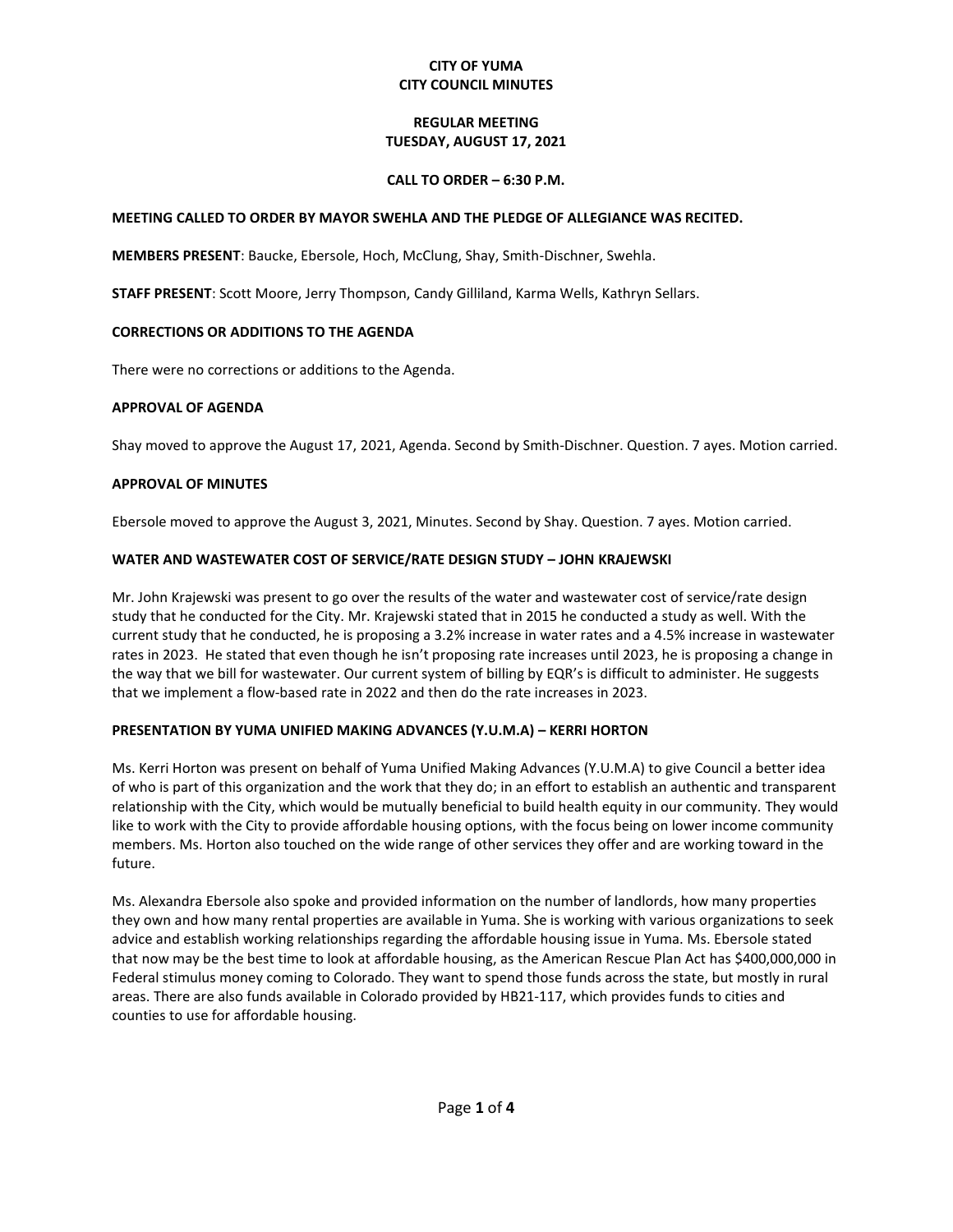**CITY OF YUMA**
**CITY COUNCIL MINUTES**

**REGULAR MEETING**
**TUESDAY, AUGUST 17, 2021**

**CALL TO ORDER – 6:30 P.M.**

**MEETING CALLED TO ORDER BY MAYOR SWEHLA AND THE PLEDGE OF ALLEGIANCE WAS RECITED.**

**MEMBERS PRESENT**: Baucke, Ebersole, Hoch, McClung, Shay, Smith-Dischner, Swehla.

**STAFF PRESENT**: Scott Moore, Jerry Thompson, Candy Gilliland, Karma Wells, Kathryn Sellars.

**CORRECTIONS OR ADDITIONS TO THE AGENDA**

There were no corrections or additions to the Agenda.

**APPROVAL OF AGENDA**

Shay moved to approve the August 17, 2021, Agenda. Second by Smith-Dischner. Question. 7 ayes. Motion carried.

**APPROVAL OF MINUTES**

Ebersole moved to approve the August 3, 2021, Minutes. Second by Shay. Question. 7 ayes. Motion carried.

**WATER AND WASTEWATER COST OF SERVICE/RATE DESIGN STUDY – JOHN KRAJEWSKI**

Mr. John Krajewski was present to go over the results of the water and wastewater cost of service/rate design study that he conducted for the City. Mr. Krajewski stated that in 2015 he conducted a study as well. With the current study that he conducted, he is proposing a 3.2% increase in water rates and a 4.5% increase in wastewater rates in 2023. He stated that even though he isn't proposing rate increases until 2023, he is proposing a change in the way that we bill for wastewater. Our current system of billing by EQR's is difficult to administer. He suggests that we implement a flow-based rate in 2022 and then do the rate increases in 2023.

**PRESENTATION BY YUMA UNIFIED MAKING ADVANCES (Y.U.M.A) – KERRI HORTON**

Ms. Kerri Horton was present on behalf of Yuma Unified Making Advances (Y.U.M.A) to give Council a better idea of who is part of this organization and the work that they do; in an effort to establish an authentic and transparent relationship with the City, which would be mutually beneficial to build health equity in our community. They would like to work with the City to provide affordable housing options, with the focus being on lower income community members. Ms. Horton also touched on the wide range of other services they offer and are working toward in the future.

Ms. Alexandra Ebersole also spoke and provided information on the number of landlords, how many properties they own and how many rental properties are available in Yuma. She is working with various organizations to seek advice and establish working relationships regarding the affordable housing issue in Yuma. Ms. Ebersole stated that now may be the best time to look at affordable housing, as the American Rescue Plan Act has $400,000,000 in Federal stimulus money coming to Colorado. They want to spend those funds across the state, but mostly in rural areas. There are also funds available in Colorado provided by HB21-117, which provides funds to cities and counties to use for affordable housing.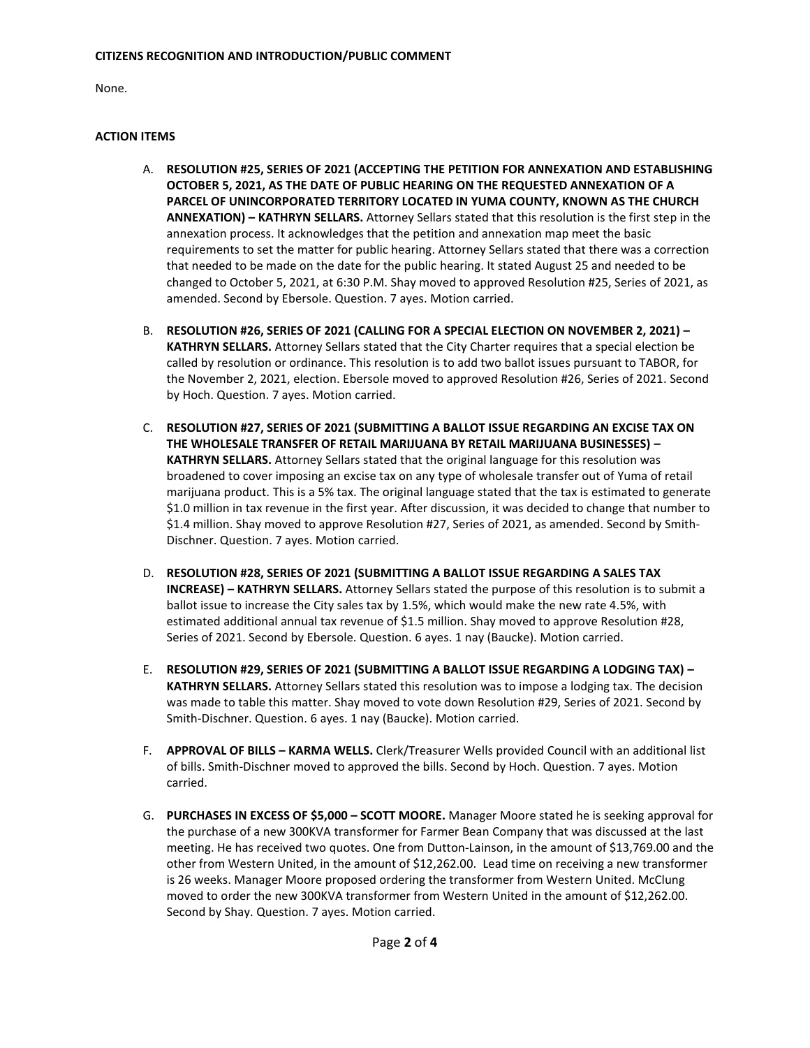**CITIZENS RECOGNITION AND INTRODUCTION/PUBLIC COMMENT**

None.

**ACTION ITEMS**

A. **RESOLUTION #25, SERIES OF 2021 (ACCEPTING THE PETITION FOR ANNEXATION AND ESTABLISHING OCTOBER 5, 2021, AS THE DATE OF PUBLIC HEARING ON THE REQUESTED ANNEXATION OF A PARCEL OF UNINCORPORATED TERRITORY LOCATED IN YUMA COUNTY, KNOWN AS THE CHURCH ANNEXATION) – KATHRYN SELLARS.** Attorney Sellars stated that this resolution is the first step in the annexation process. It acknowledges that the petition and annexation map meet the basic requirements to set the matter for public hearing. Attorney Sellars stated that there was a correction that needed to be made on the date for the public hearing. It stated August 25 and needed to be changed to October 5, 2021, at 6:30 P.M. Shay moved to approved Resolution #25, Series of 2021, as amended. Second by Ebersole. Question. 7 ayes. Motion carried.

B. **RESOLUTION #26, SERIES OF 2021 (CALLING FOR A SPECIAL ELECTION ON NOVEMBER 2, 2021) – KATHRYN SELLARS.** Attorney Sellars stated that the City Charter requires that a special election be called by resolution or ordinance. This resolution is to add two ballot issues pursuant to TABOR, for the November 2, 2021, election. Ebersole moved to approved Resolution #26, Series of 2021. Second by Hoch. Question. 7 ayes. Motion carried.

C. **RESOLUTION #27, SERIES OF 2021 (SUBMITTING A BALLOT ISSUE REGARDING AN EXCISE TAX ON THE WHOLESALE TRANSFER OF RETAIL MARIJUANA BY RETAIL MARIJUANA BUSINESSES) – KATHRYN SELLARS.** Attorney Sellars stated that the original language for this resolution was broadened to cover imposing an excise tax on any type of wholesale transfer out of Yuma of retail marijuana product. This is a 5% tax. The original language stated that the tax is estimated to generate $1.0 million in tax revenue in the first year. After discussion, it was decided to change that number to $1.4 million. Shay moved to approve Resolution #27, Series of 2021, as amended. Second by Smith-Dischner. Question. 7 ayes. Motion carried.

D. **RESOLUTION #28, SERIES OF 2021 (SUBMITTING A BALLOT ISSUE REGARDING A SALES TAX INCREASE) – KATHRYN SELLARS.** Attorney Sellars stated the purpose of this resolution is to submit a ballot issue to increase the City sales tax by 1.5%, which would make the new rate 4.5%, with estimated additional annual tax revenue of $1.5 million. Shay moved to approve Resolution #28, Series of 2021. Second by Ebersole. Question. 6 ayes. 1 nay (Baucke). Motion carried.

E. **RESOLUTION #29, SERIES OF 2021 (SUBMITTING A BALLOT ISSUE REGARDING A LODGING TAX) – KATHRYN SELLARS.** Attorney Sellars stated this resolution was to impose a lodging tax. The decision was made to table this matter. Shay moved to vote down Resolution #29, Series of 2021. Second by Smith-Dischner. Question. 6 ayes. 1 nay (Baucke). Motion carried.

F. **APPROVAL OF BILLS – KARMA WELLS.** Clerk/Treasurer Wells provided Council with an additional list of bills. Smith-Dischner moved to approved the bills. Second by Hoch. Question. 7 ayes. Motion carried.

G. **PURCHASES IN EXCESS OF $5,000 – SCOTT MOORE.** Manager Moore stated he is seeking approval for the purchase of a new 300KVA transformer for Farmer Bean Company that was discussed at the last meeting. He has received two quotes. One from Dutton-Lainson, in the amount of $13,769.00 and the other from Western United, in the amount of $12,262.00. Lead time on receiving a new transformer is 26 weeks. Manager Moore proposed ordering the transformer from Western United. McClung moved to order the new 300KVA transformer from Western United in the amount of $12,262.00. Second by Shay. Question. 7 ayes. Motion carried.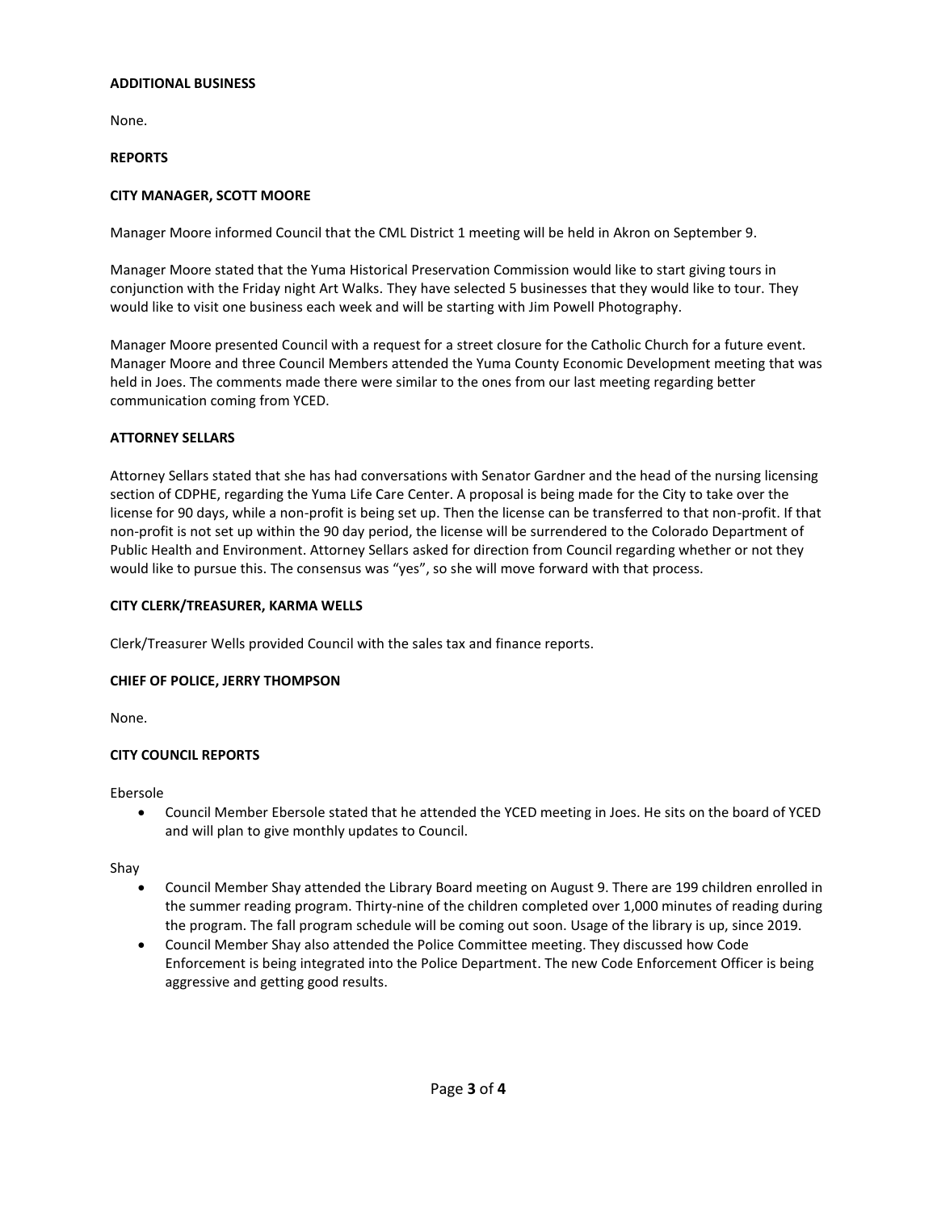**ADDITIONAL BUSINESS**

None.

**REPORTS**

**CITY MANAGER, SCOTT MOORE**

Manager Moore informed Council that the CML District 1 meeting will be held in Akron on September 9.

Manager Moore stated that the Yuma Historical Preservation Commission would like to start giving tours in conjunction with the Friday night Art Walks. They have selected 5 businesses that they would like to tour. They would like to visit one business each week and will be starting with Jim Powell Photography.

Manager Moore presented Council with a request for a street closure for the Catholic Church for a future event. Manager Moore and three Council Members attended the Yuma County Economic Development meeting that was held in Joes. The comments made there were similar to the ones from our last meeting regarding better communication coming from YCED.

**ATTORNEY SELLARS**

Attorney Sellars stated that she has had conversations with Senator Gardner and the head of the nursing licensing section of CDPHE, regarding the Yuma Life Care Center. A proposal is being made for the City to take over the license for 90 days, while a non-profit is being set up. Then the license can be transferred to that non-profit. If that non-profit is not set up within the 90 day period, the license will be surrendered to the Colorado Department of Public Health and Environment. Attorney Sellars asked for direction from Council regarding whether or not they would like to pursue this. The consensus was "yes", so she will move forward with that process.

**CITY CLERK/TREASURER, KARMA WELLS**

Clerk/Treasurer Wells provided Council with the sales tax and finance reports.

**CHIEF OF POLICE, JERRY THOMPSON**

None.

**CITY COUNCIL REPORTS**

Ebersole

- Council Member Ebersole stated that he attended the YCED meeting in Joes. He sits on the board of YCED and will plan to give monthly updates to Council.

Shay

- Council Member Shay attended the Library Board meeting on August 9. There are 199 children enrolled in the summer reading program. Thirty-nine of the children completed over 1,000 minutes of reading during the program. The fall program schedule will be coming out soon. Usage of the library is up, since 2019.
- Council Member Shay also attended the Police Committee meeting. They discussed how Code Enforcement is being integrated into the Police Department. The new Code Enforcement Officer is being aggressive and getting good results.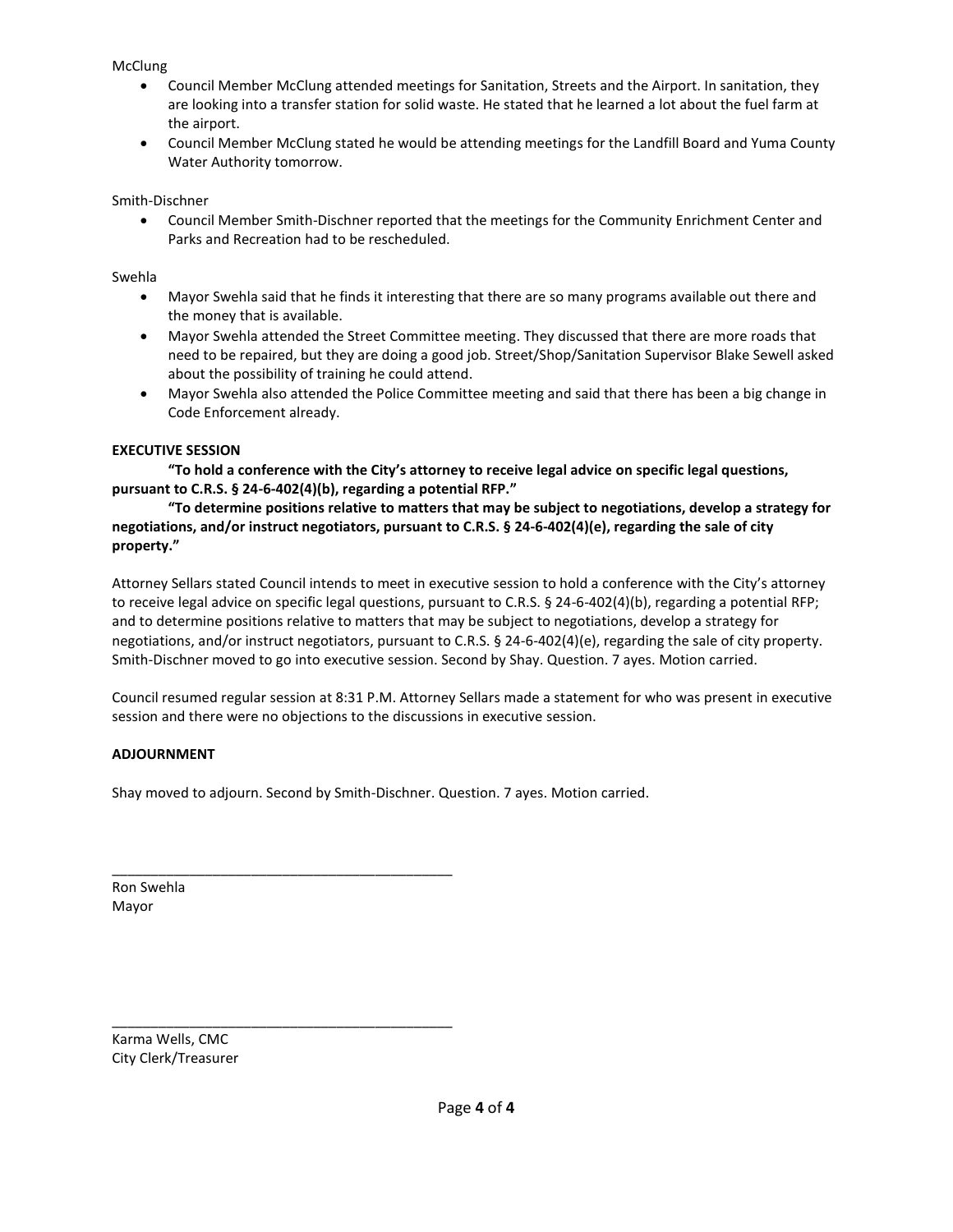McClung

- Council Member McClung attended meetings for Sanitation, Streets and the Airport. In sanitation, they are looking into a transfer station for solid waste. He stated that he learned a lot about the fuel farm at the airport.
- Council Member McClung stated he would be attending meetings for the Landfill Board and Yuma County Water Authority tomorrow.

Smith-Dischner

- Council Member Smith-Dischner reported that the meetings for the Community Enrichment Center and Parks and Recreation had to be rescheduled.

Swehla

- Mayor Swehla said that he finds it interesting that there are so many programs available out there and the money that is available.
- Mayor Swehla attended the Street Committee meeting. They discussed that there are more roads that need to be repaired, but they are doing a good job. Street/Shop/Sanitation Supervisor Blake Sewell asked about the possibility of training he could attend.
- Mayor Swehla also attended the Police Committee meeting and said that there has been a big change in Code Enforcement already.

**EXECUTIVE SESSION**

**"To hold a conference with the City's attorney to receive legal advice on specific legal questions, pursuant to C.R.S. § 24-6-402(4)(b), regarding a potential RFP."**

**"To determine positions relative to matters that may be subject to negotiations, develop a strategy for negotiations, and/or instruct negotiators, pursuant to C.R.S. § 24-6-402(4)(e), regarding the sale of city property."**

Attorney Sellars stated Council intends to meet in executive session to hold a conference with the City's attorney to receive legal advice on specific legal questions, pursuant to C.R.S. § 24-6-402(4)(b), regarding a potential RFP; and to determine positions relative to matters that may be subject to negotiations, develop a strategy for negotiations, and/or instruct negotiators, pursuant to C.R.S. § 24-6-402(4)(e), regarding the sale of city property. Smith-Dischner moved to go into executive session. Second by Shay. Question. 7 ayes. Motion carried.

Council resumed regular session at 8:31 P.M. Attorney Sellars made a statement for who was present in executive session and there were no objections to the discussions in executive session.

**ADJOURNMENT**

Shay moved to adjourn. Second by Smith-Dischner. Question. 7 ayes. Motion carried.

_____________________________________________

Ron Swehla
Mayor

_____________________________________________

Karma Wells, CMC
City Clerk/Treasurer